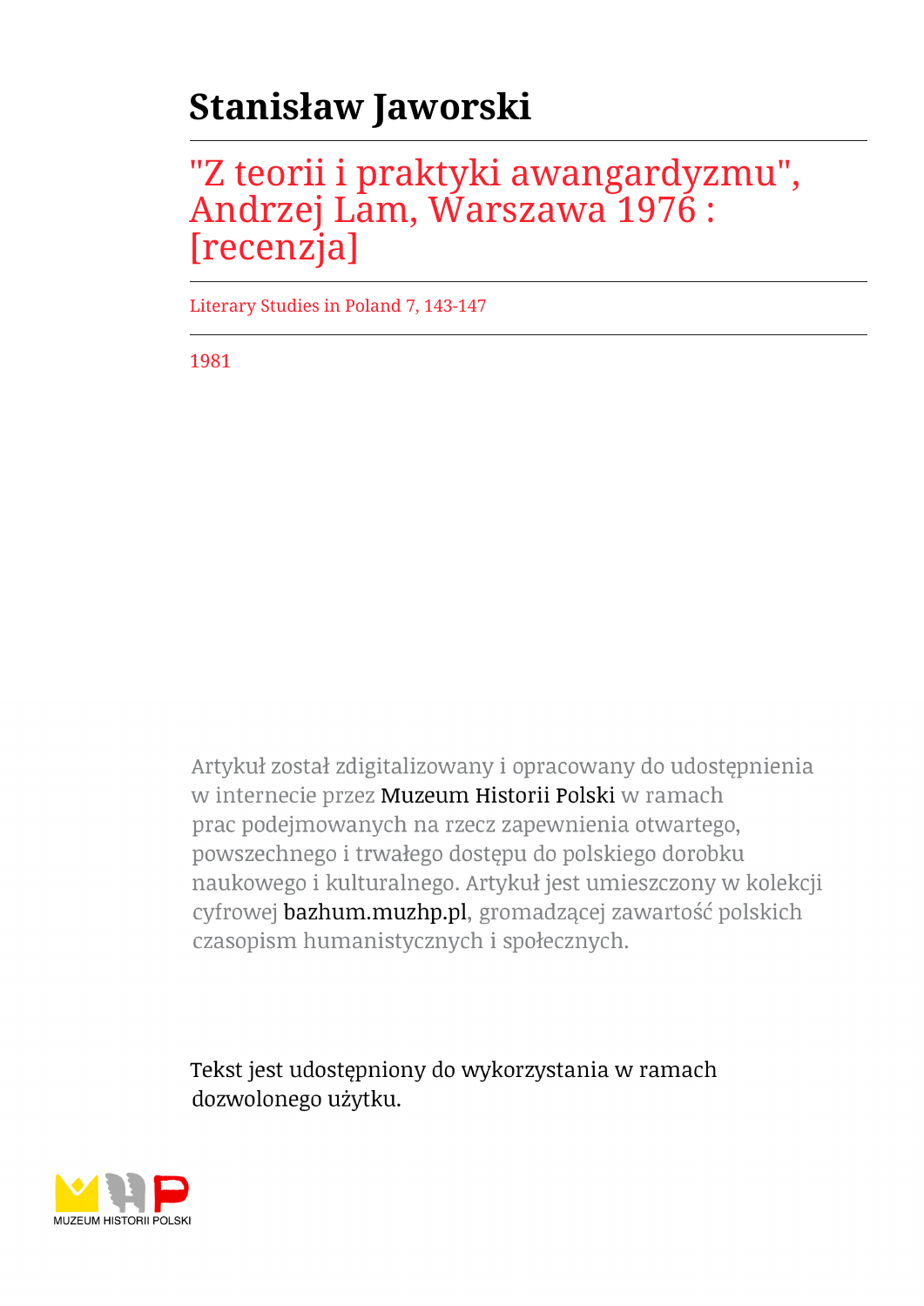# Stanisław Jaworski

## "Z teorii i praktyki awangardyzmu", Andrzej Lam, Warszawa 1976 : [recenzja]

Literary Studies in Poland 7, 143-147

1981

Artykuł został zdigitalizowany i opracowany do udostępnienia w internecie przez Muzeum Historii Polski w ramach prac podejmowanych na rzecz zapewnienia otwartego, powszechnego i trwałego dostępu do polskiego dorobku naukowego i kulturalnego. Artykuł jest umieszczony w kolekcji cyfrowej bazhum.muzhp.pl, gromadzącej zawartość polskich czasopism humanistycznych i społecznych.

Tekst jest udostępniony do wykorzystania w ramach dozwolonego użytku.

MUZEUM HISTORII POLSKI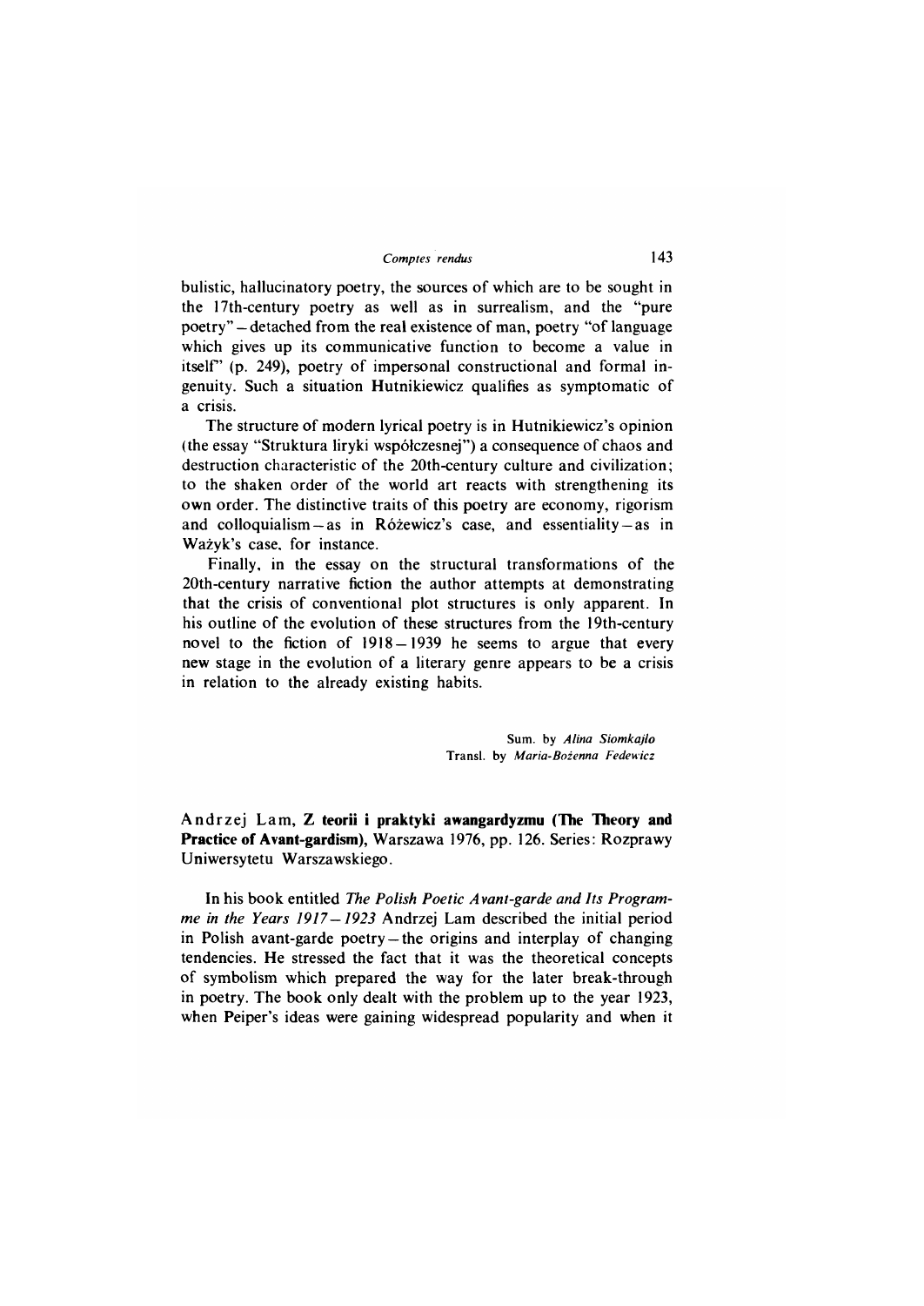bulistic, hallucinatory poetry, the sources of which are to be sought in the 17th-century poetry as well as in surrealism, and the "pure poetry" – detached from the real existence of man, poetry "of language which gives up its communicative function to become a value in itself" (p. 249), poetry of impersonal constructional and formal ingenuity. Such a situation Hutnikiewicz qualifies as symptomatic of a crisis.

The structure of modern lyrical poetry is in Hutnikiewicz's opinion (the essay "Struktura liryki współczesnej") a consequence of chaos and destruction characteristic of the 20th-century culture and civilization; to the shaken order of the world art reacts with strengthening its own order. The distinctive traits of this poetry are economy, rigorism and colloquialism – as in Różewicz's case, and essentiality – as in Ważyk's case, for instance.

Finally, in the essay on the structural transformations of the 20th-century narrative fiction the author attempts at demonstrating that the crisis of conventional plot structures is only apparent. In his outline of the evolution of these structures from the 19th-century novel to the fiction of 1918 – 1939 he seems to argue that every new stage in the evolution of a literary genre appears to be a crisis in relation to the already existing habits.

Sum. by *Alina Siomkajło*
Transl. by *Maria-Bożenna Fedewicz*

Andrzej Lam, **Z teorii i praktyki awangardyzmu (The Theory and Practice of Avant-gardism)**, Warszawa 1976, pp. 126. Series: Rozprawy Uniwersytetu Warszawskiego.

In his book entitled *The Polish Poetic Avant-garde and Its Programme in the Years 1917 – 1923* Andrzej Lam described the initial period in Polish avant-garde poetry – the origins and interplay of changing tendencies. He stressed the fact that it was the theoretical concepts of symbolism which prepared the way for the later break-through in poetry. The book only dealt with the problem up to the year 1923, when Peiper's ideas were gaining widespread popularity and when it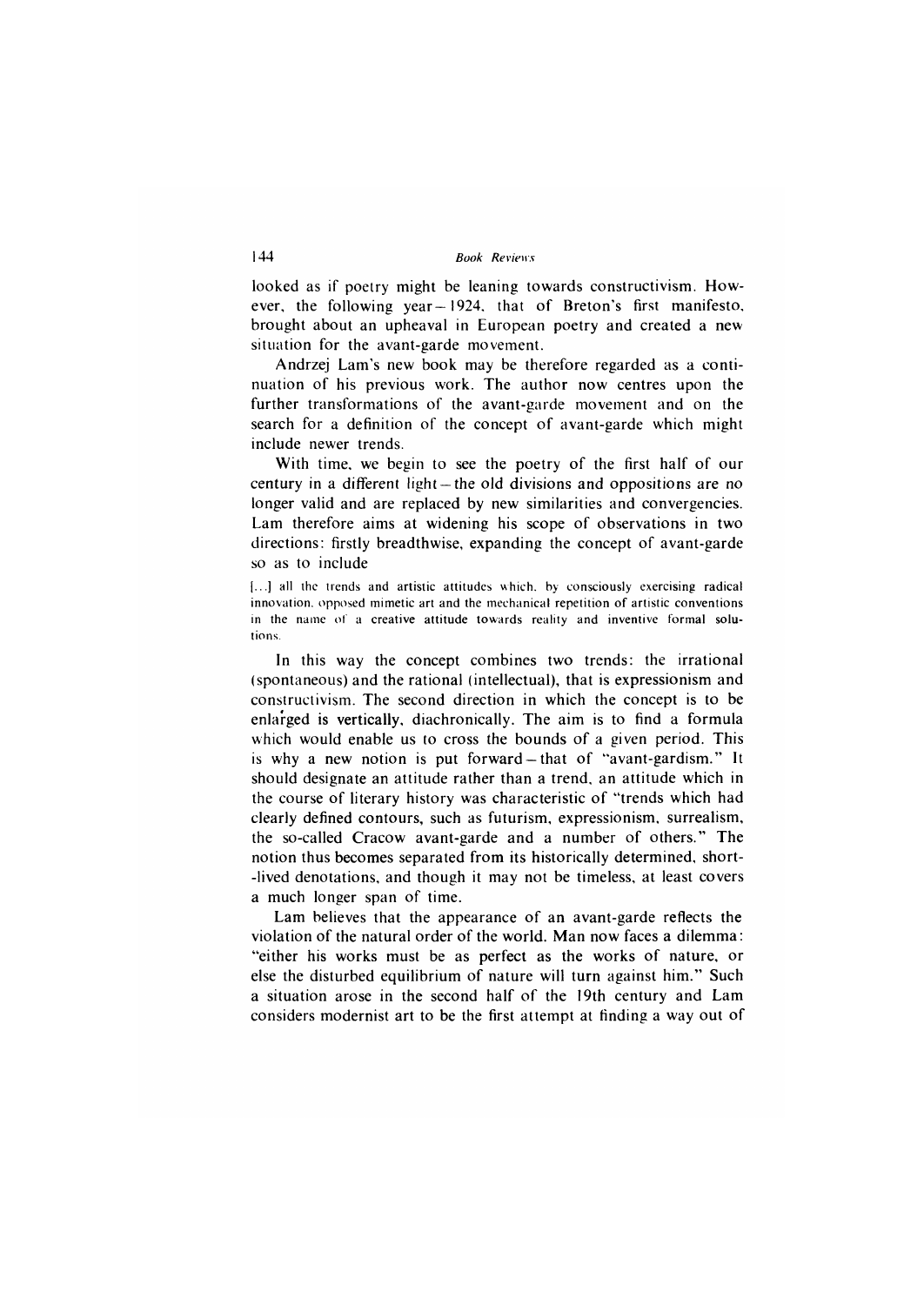looked as if poetry might be leaning towards constructivism. However, the following year – 1924, that of Breton's first manifesto, brought about an upheaval in European poetry and created a new situation for the avant-garde movement.

Andrzej Lam's new book may be therefore regarded as a continuation of his previous work. The author now centres upon the further transformations of the avant-garde movement and on the search for a definition of the concept of avant-garde which might include newer trends.

With time, we begin to see the poetry of the first half of our century in a different light – the old divisions and oppositions are no longer valid and are replaced by new similarities and convergencies. Lam therefore aims at widening his scope of observations in two directions: firstly breadthwise, expanding the concept of avant-garde so as to include

> [...] all the trends and artistic attitudes which, by consciously exercising radical innovation, opposed mimetic art and the mechanical repetition of artistic conventions in the name of a creative attitude towards reality and inventive formal solutions.

In this way the concept combines two trends: the irrational (spontaneous) and the rational (intellectual), that is expressionism and constructivism. The second direction in which the concept is to be enlarged is vertically, diachronically. The aim is to find a formula which would enable us to cross the bounds of a given period. This is why a new notion is put forward – that of "avant-gardism." It should designate an attitude rather than a trend, an attitude which in the course of literary history was characteristic of "trends which had clearly defined contours, such as futurism, expressionism, surrealism, the so-called Cracow avant-garde and a number of others." The notion thus becomes separated from its historically determined, short-lived denotations, and though it may not be timeless, at least covers a much longer span of time.

Lam believes that the appearance of an avant-garde reflects the violation of the natural order of the world. Man now faces a dilemma: "either his works must be as perfect as the works of nature, or else the disturbed equilibrium of nature will turn against him." Such a situation arose in the second half of the 19th century and Lam considers modernist art to be the first attempt at finding a way out of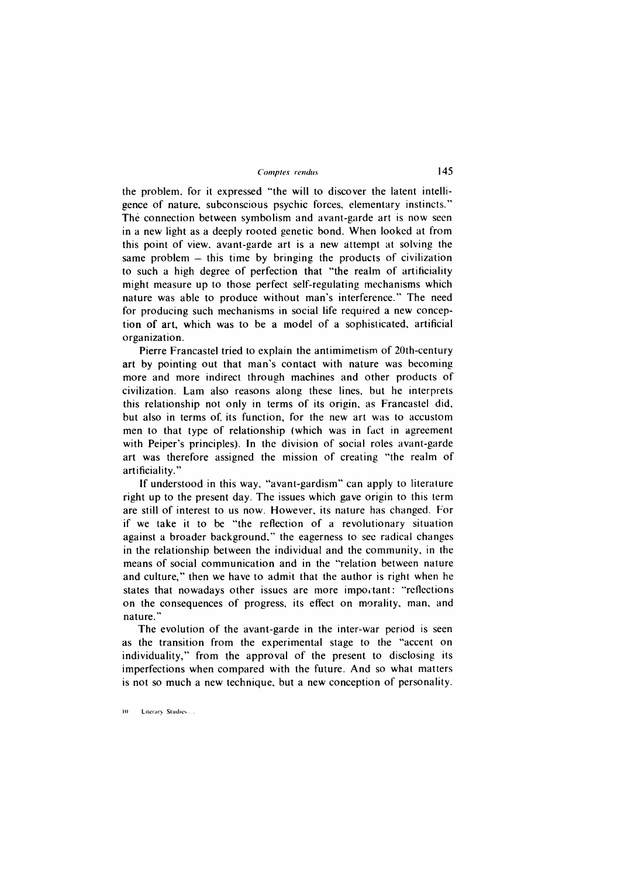the problem, for it expressed "the will to discover the latent intelligence of nature, subconscious psychic forces, elementary instincts." The connection between symbolism and avant-garde art is now seen in a new light as a deeply rooted genetic bond. When looked at from this point of view, avant-garde art is a new attempt at solving the same problem – this time by bringing the products of civilization to such a high degree of perfection that "the realm of artificiality might measure up to those perfect self-regulating mechanisms which nature was able to produce without man's interference." The need for producing such mechanisms in social life required a new conception of art, which was to be a model of a sophisticated, artificial organization.

Pierre Francastel tried to explain the antimimetism of 20th-century art by pointing out that man's contact with nature was becoming more and more indirect through machines and other products of civilization. Lam also reasons along these lines, but he interprets this relationship not only in terms of its origin, as Francastel did, but also in terms of its function, for the new art was to accustom men to that type of relationship (which was in fact in agreement with Peiper's principles). In the division of social roles avant-garde art was therefore assigned the mission of creating "the realm of artificiality."

If understood in this way, "avant-gardism" can apply to literature right up to the present day. The issues which gave origin to this term are still of interest to us now. However, its nature has changed. For if we take it to be "the reflection of a revolutionary situation against a broader background," the eagerness to see radical changes in the relationship between the individual and the community, in the means of social communication and in the "relation between nature and culture," then we have to admit that the author is right when he states that nowadays other issues are more important: "reflections on the consequences of progress, its effect on morality, man, and nature."

The evolution of the avant-garde in the inter-war period is seen as the transition from the experimental stage to the "accent on individuality," from the approval of the present to disclosing its imperfections when compared with the future. And so what matters is not so much a new technique, but a new conception of personality.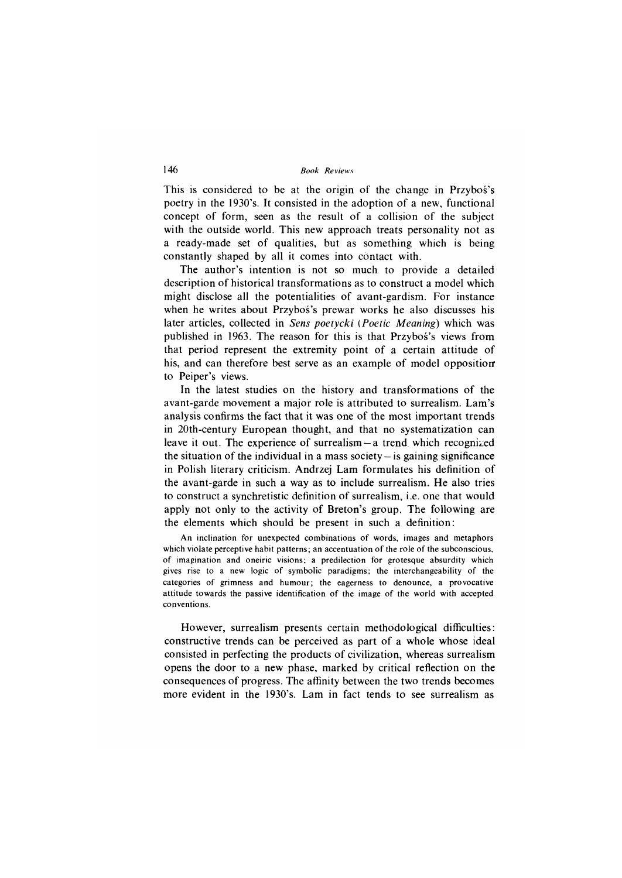This is considered to be at the origin of the change in Przyboś's poetry in the 1930's. It consisted in the adoption of a new, functional concept of form, seen as the result of a collision of the subject with the outside world. This new approach treats personality not as a ready-made set of qualities, but as something which is being constantly shaped by all it comes into contact with.

The author's intention is not so much to provide a detailed description of historical transformations as to construct a model which might disclose all the potentialities of avant-gardism. For instance when he writes about Przyboś's prewar works he also discusses his later articles, collected in *Sens poetycki* (*Poetic Meaning*) which was published in 1963. The reason for this is that Przyboś's views from that period represent the extremity point of a certain attitude of his, and can therefore best serve as an example of model opposition to Peiper's views.

In the latest studies on the history and transformations of the avant-garde movement a major role is attributed to surrealism. Lam's analysis confirms the fact that it was one of the most important trends in 20th-century European thought, and that no systematization can leave it out. The experience of surrealism – a trend which recognized the situation of the individual in a mass society – is gaining significance in Polish literary criticism. Andrzej Lam formulates his definition of the avant-garde in such a way as to include surrealism. He also tries to construct a synchretistic definition of surrealism, i.e. one that would apply not only to the activity of Breton's group. The following are the elements which should be present in such a definition:

> An inclination for unexpected combinations of words, images and metaphors which violate perceptive habit patterns; an accentuation of the role of the subconscious, of imagination and oneiric visions; a predilection for grotesque absurdity which gives rise to a new logic of symbolic paradigms; the interchangeability of the categories of grimness and humour; the eagerness to denounce, a provocative attitude towards the passive identification of the image of the world with accepted conventions.

However, surrealism presents certain methodological difficulties: constructive trends can be perceived as part of a whole whose ideal consisted in perfecting the products of civilization, whereas surrealism opens the door to a new phase, marked by critical reflection on the consequences of progress. The affinity between the two trends becomes more evident in the 1930's. Lam in fact tends to see surrealism as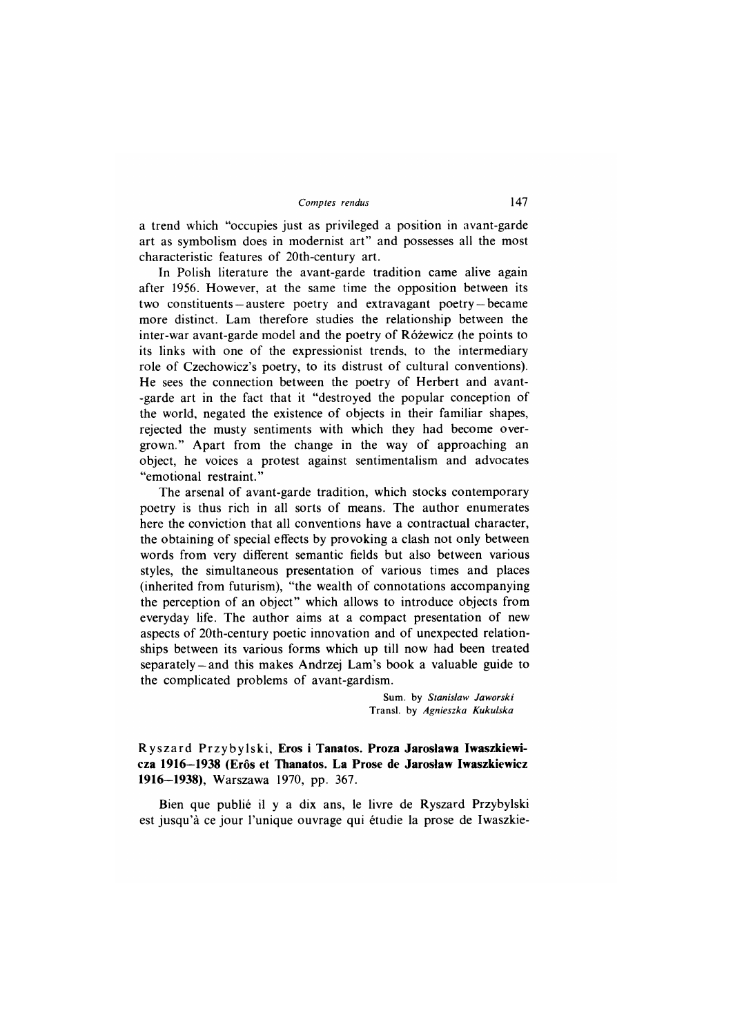a trend which "occupies just as privileged a position in avant-garde art as symbolism does in modernist art" and possesses all the most characteristic features of 20th-century art.

In Polish literature the avant-garde tradition came alive again after 1956. However, at the same time the opposition between its two constituents – austere poetry and extravagant poetry – became more distinct. Lam therefore studies the relationship between the inter-war avant-garde model and the poetry of Różewicz (he points to its links with one of the expressionist trends, to the intermediary role of Czechowicz's poetry, to its distrust of cultural conventions). He sees the connection between the poetry of Herbert and avant-garde art in the fact that it "destroyed the popular conception of the world, negated the existence of objects in their familiar shapes, rejected the musty sentiments with which they had become overgrown." Apart from the change in the way of approaching an object, he voices a protest against sentimentalism and advocates "emotional restraint."

The arsenal of avant-garde tradition, which stocks contemporary poetry is thus rich in all sorts of means. The author enumerates here the conviction that all conventions have a contractual character, the obtaining of special effects by provoking a clash not only between words from very different semantic fields but also between various styles, the simultaneous presentation of various times and places (inherited from futurism), "the wealth of connotations accompanying the perception of an object" which allows to introduce objects from everyday life. The author aims at a compact presentation of new aspects of 20th-century poetic innovation and of unexpected relationships between its various forms which up till now had been treated separately – and this makes Andrzej Lam's book a valuable guide to the complicated problems of avant-gardism.

Sum. by *Stanisław Jaworski*
Transl. by *Agnieszka Kukulska*

Ryszard Przybylski, **Eros i Tanatos. Proza Jarosława Iwaszkiewicza 1916–1938 (Erôs et Thanatos. La Prose de Jarosław Iwaszkiewicz 1916–1938)**, Warszawa 1970, pp. 367.

Bien que publié il y a dix ans, le livre de Ryszard Przybylski est jusqu'à ce jour l'unique ouvrage qui étudie la prose de Iwaszkie-